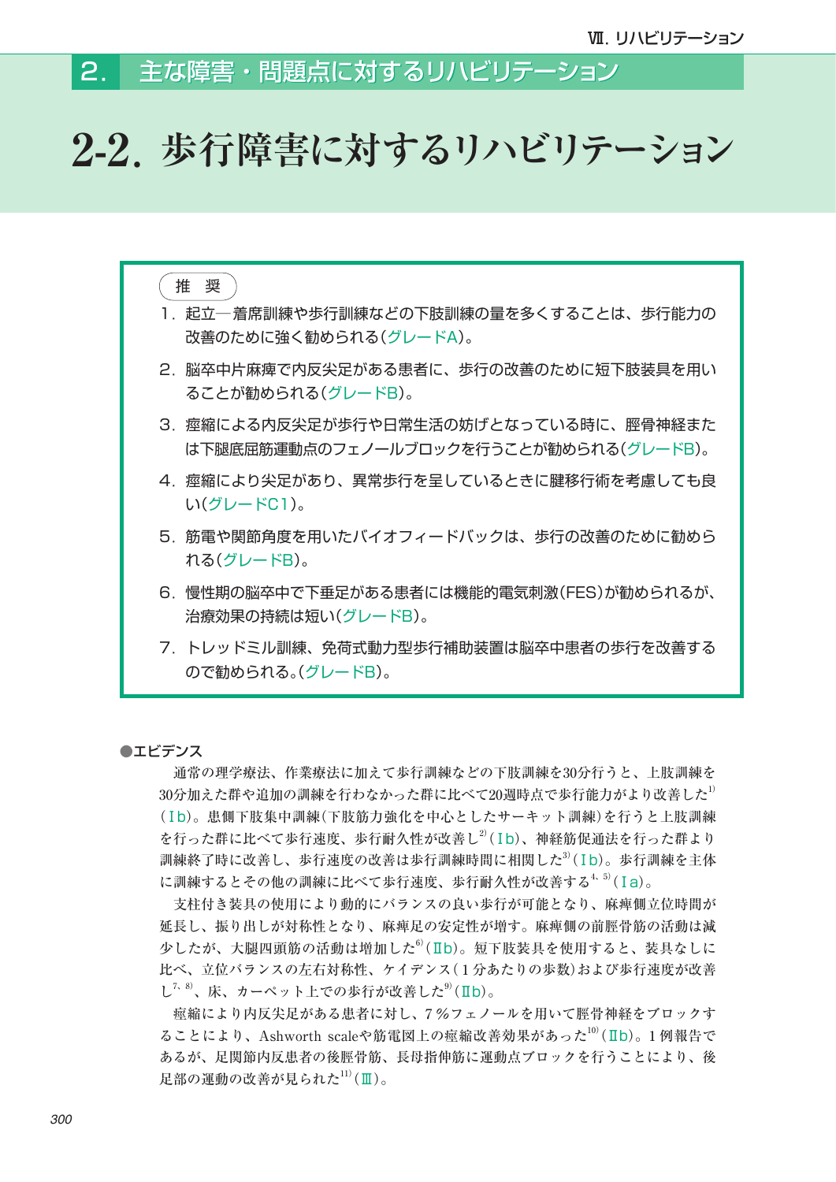## 2. 主な障害・問題点に対するリハビリテーション

# 2-2. 歩行障害に対するリハビリテーション

**推　奨**

1. 起立―着席訓練や歩行訓練などの下肢訓練の量を多くすることは、歩行能力の改善のために強く勧められる(グレードA)。
2. 脳卒中片麻痺で内反尖足がある患者に、歩行の改善のために短下肢装具を用いることが勧められる(グレードB)。
3. 痙縮による内反尖足が歩行や日常生活の妨げとなっている時に、脛骨神経または下腿底屈筋運動点のフェノールブロックを行うことが勧められる(グレードB)。
4. 痙縮により尖足があり、異常歩行を呈しているときに腱移行術を考慮しても良い(グレードC1)。
5. 筋電や関節角度を用いたバイオフィードバックは、歩行の改善のために勧められる(グレードB)。
6. 慢性期の脳卒中で下垂足がある患者には機能的電気刺激(FES)が勧められるが、治療効果の持続は短い(グレードB)。
7. トレッドミル訓練、免荷式動力型歩行補助装置は脳卒中患者の歩行を改善するので勧められる。(グレードB)。

●エビデンス

通常の理学療法、作業療法に加えて歩行訓練などの下肢訓練を30分行うと、上肢訓練を30分加えた群や追加の訓練を行わなかった群に比べて20週時点で歩行能力がより改善した[1](Ⅰb)。患側下肢集中訓練(下肢筋力強化を中心としたサーキット訓練)を行うと上肢訓練を行った群に比べて歩行速度、歩行耐久性が改善し[2](Ⅰb)、神経筋促通法を行った群より訓練終了時に改善し、歩行速度の改善は歩行訓練時間に相関した[3](Ⅰb)。歩行訓練を主体に訓練するとその他の訓練に比べて歩行速度、歩行耐久性が改善する[4, 5](Ⅰa)。

支柱付き装具の使用により動的にバランスの良い歩行が可能となり、麻痺側立位時間が延長し、振り出しが対称性となり、麻痺足の安定性が増す。麻痺側の前脛骨筋の活動は減少したが、大腿四頭筋の活動は増加した[6](Ⅱb)。短下肢装具を使用すると、装具なしに比べ、立位バランスの左右対称性、ケイデンス(1分あたりの歩数)および歩行速度が改善し[7, 8]、床、カーペット上での歩行が改善した[9](Ⅱb)。

痙縮により内反尖足がある患者に対し、7％フェノールを用いて脛骨神経をブロックすることにより、Ashworth scaleや筋電図上の痙縮改善効果があった[10](Ⅱb)。1例報告であるが、足関節内反患者の後脛骨筋、長母指伸筋に運動点ブロックを行うことにより、後足部の運動の改善が見られた[11](Ⅲ)。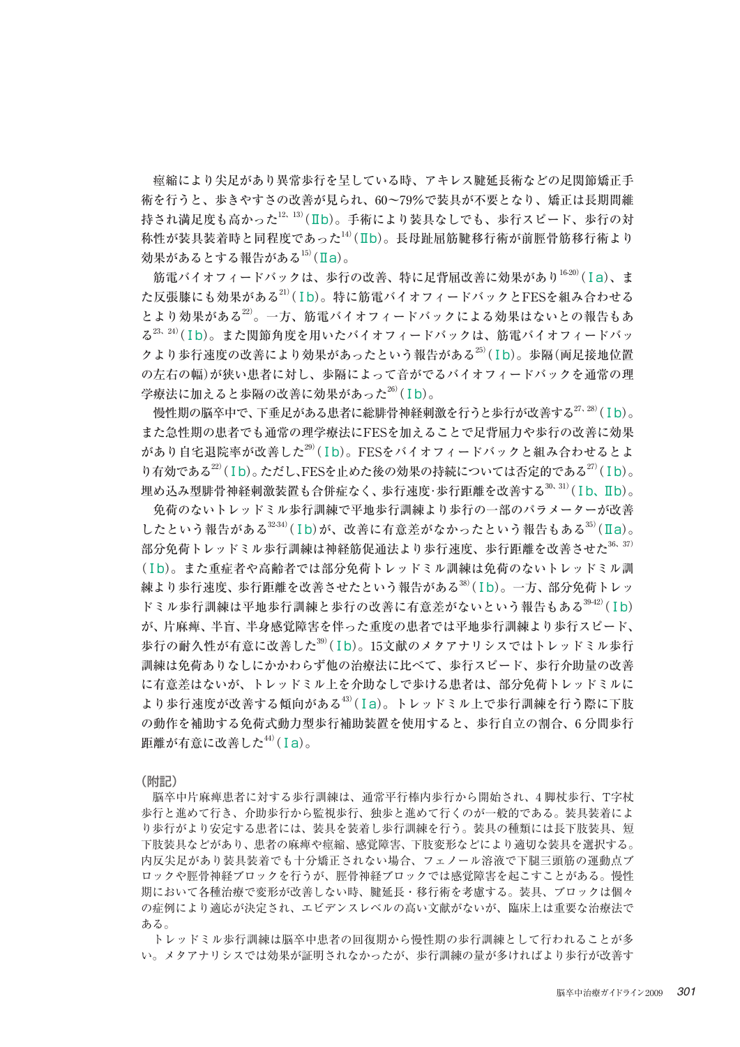痙縮により尖足があり異常歩行を呈している時、アキレス腱延長術などの足関節矯正手術を行うと、歩きやすさの改善が見られ、60～79%で装具が不要となり、矯正は長期間維持され満足度も高かった[12、13]（Ⅱb）。手術により装具なしでも、歩行スピード、歩行の対称性が装具装着時と同程度であった[14]（Ⅱb）。長母趾屈筋腱移行術が前脛骨筋移行術より効果があるとする報告がある[15]（Ⅱa）。

筋電バイオフィードバックは、歩行の改善、特に足背屈改善に効果があり[16-20]（Ⅰa）、また反張膝にも効果がある[21]（Ⅰb）。特に筋電バイオフィードバックとFESを組み合わせるとより効果がある[22]。一方、筋電バイオフィードバックによる効果はないとの報告もある[23、24]（Ⅰb）。また関節角度を用いたバイオフィードバックは、筋電バイオフィードバックより歩行速度の改善により効果があったという報告がある[25]（Ⅰb）。歩隔（両足接地位置の左右の幅）が狭い患者に対し、歩隔によって音がでるバイオフィードバックを通常の理学療法に加えると歩隔の改善に効果があった[26]（Ⅰb）。

慢性期の脳卒中で、下垂足がある患者に総腓骨神経刺激を行うと歩行が改善する[27、28]（Ⅰb）。また急性期の患者でも通常の理学療法にFESを加えることで足背屈力や歩行の改善に効果があり自宅退院率が改善した[29]（Ⅰb）。FESをバイオフィードバックと組み合わせるとより有効である[22]（Ⅰb）。ただし、FESを止めた後の効果の持続については否定的である[27]（Ⅰb）。埋め込み型腓骨神経刺激装置も合併症なく、歩行速度・歩行距離を改善する[30、31]（Ⅰb、Ⅱb）。

免荷のないトレッドミル歩行訓練で平地歩行訓練より歩行の一部のパラメーターが改善したという報告がある[32-34]（Ⅰb）が、改善に有意差がなかったという報告もある[35]（Ⅱa）。部分免荷トレッドミル歩行訓練は神経筋促通法より歩行速度、歩行距離を改善させた[36、37]（Ⅰb）。また重症者や高齢者では部分免荷トレッドミル訓練は免荷のないトレッドミル訓練より歩行速度、歩行距離を改善させたという報告がある[38]（Ⅰb）。一方、部分免荷トレッドミル歩行訓練は平地歩行訓練と歩行の改善に有意差がないという報告もある[39-42]（Ⅰb）が、片麻痺、半盲、半身感覚障害を伴った重度の患者では平地歩行訓練より歩行スピード、歩行の耐久性が有意に改善した[39]（Ⅰb）。15文献のメタアナリシスではトレッドミル歩行訓練は免荷ありなしにかかわらず他の治療法に比べて、歩行スピード、歩行介助量の改善に有意差はないが、トレッドミル上を介助なしで歩ける患者は、部分免荷トレッドミルにより歩行速度が改善する傾向がある[43]（Ⅰa）。トレッドミル上で歩行訓練を行う際に下肢の動作を補助する免荷式動力型歩行補助装置を使用すると、歩行自立の割合、6分間歩行距離が有意に改善した[44]（Ⅰa）。

**（附記）**

脳卒中片麻痺患者に対する歩行訓練は、通常平行棒内歩行から開始され、4脚杖歩行、T字杖歩行と進めて行き、介助歩行から監視歩行、独歩と進めて行くのが一般的である。装具装着により歩行がより安定する患者には、装具を装着し歩行訓練を行う。装具の種類には長下肢装具、短下肢装具などがあり、患者の麻痺や痙縮、感覚障害、下肢変形などにより適切な装具を選択する。内反尖足があり装具装着でも十分矯正されない場合、フェノール溶液で下腿三頭筋の運動点ブロックや脛骨神経ブロックを行うが、脛骨神経ブロックでは感覚障害を起こすことがある。慢性期において各種治療で変形が改善しない時、腱延長・移行術を考慮する。装具、ブロックは個々の症例により適応が決定され、エビデンスレベルの高い文献がないが、臨床上は重要な治療法である。

トレッドミル歩行訓練は脳卒中患者の回復期から慢性期の歩行訓練として行われることが多い。メタアナリシスでは効果が証明されなかったが、歩行訓練の量が多ければより歩行が改善す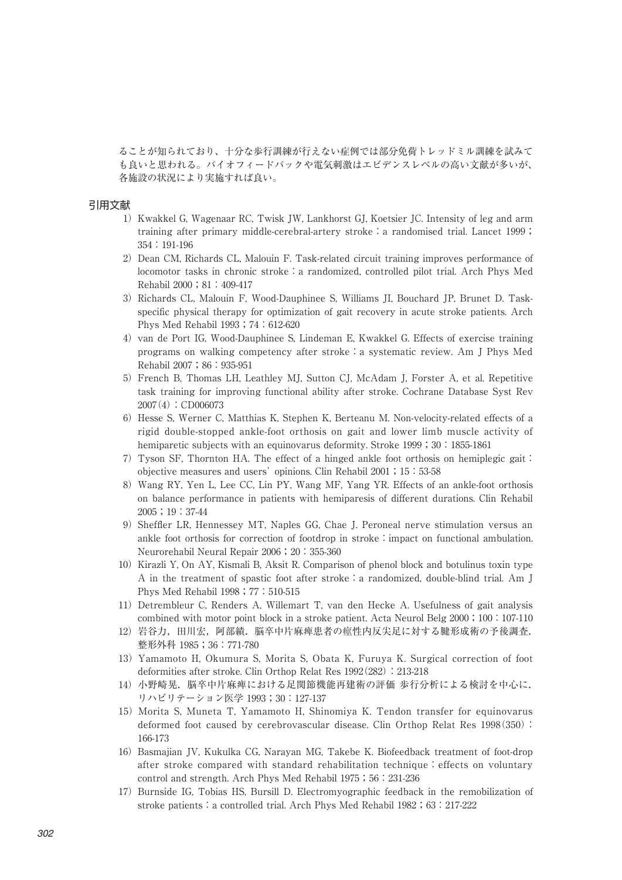ることが知られており、十分な歩行訓練が行えない症例では部分免荷トレッドミル訓練を試みても良いと思われる。バイオフィードバックや電気刺激はエビデンスレベルの高い文献が多いが、各施設の状況により実施すれば良い。

## 引用文献

1) Kwakkel G, Wagenaar RC, Twisk JW, Lankhorst GJ, Koetsier JC. Intensity of leg and arm training after primary middle-cerebral-artery stroke：a randomised trial. Lancet 1999；354：191-196
2) Dean CM, Richards CL, Malouin F. Task-related circuit training improves performance of locomotor tasks in chronic stroke：a randomized, controlled pilot trial. Arch Phys Med Rehabil 2000；81：409-417
3) Richards CL, Malouin F, Wood-Dauphinee S, Williams JI, Bouchard JP, Brunet D. Task-specific physical therapy for optimization of gait recovery in acute stroke patients. Arch Phys Med Rehabil 1993；74：612-620
4) van de Port IG, Wood-Dauphinee S, Lindeman E, Kwakkel G. Effects of exercise training programs on walking competency after stroke：a systematic review. Am J Phys Med Rehabil 2007；86：935-951
5) French B, Thomas LH, Leathley MJ, Sutton CJ, McAdam J, Forster A, et al. Repetitive task training for improving functional ability after stroke. Cochrane Database Syst Rev 2007(4)：CD006073
6) Hesse S, Werner C, Matthias K, Stephen K, Berteanu M. Non-velocity-related effects of a rigid double-stopped ankle-foot orthosis on gait and lower limb muscle activity of hemiparetic subjects with an equinovarus deformity. Stroke 1999；30：1855-1861
7) Tyson SF, Thornton HA. The effect of a hinged ankle foot orthosis on hemiplegic gait：objective measures and users' opinions. Clin Rehabil 2001；15：53-58
8) Wang RY, Yen L, Lee CC, Lin PY, Wang MF, Yang YR. Effects of an ankle-foot orthosis on balance performance in patients with hemiparesis of different durations. Clin Rehabil 2005；19：37-44
9) Sheffler LR, Hennessey MT, Naples GG, Chae J. Peroneal nerve stimulation versus an ankle foot orthosis for correction of footdrop in stroke：impact on functional ambulation. Neurorehabil Neural Repair 2006；20：355-360
10) Kirazli Y, On AY, Kismali B, Aksit R. Comparison of phenol block and botulinus toxin type A in the treatment of spastic foot after stroke：a randomized, double-blind trial. Am J Phys Med Rehabil 1998；77：510-515
11) Detrembleur C, Renders A, Willemart T, van den Hecke A. Usefulness of gait analysis combined with motor point block in a stroke patient. Acta Neurol Belg 2000；100：107-110
12) 岩谷力，田川宏，阿部績．脳卒中片麻痺患者の痙性内反尖足に対する腱形成術の予後調査．整形外科 1985；36：771-780
13) Yamamoto H, Okumura S, Morita S, Obata K, Furuya K. Surgical correction of foot deformities after stroke. Clin Orthop Relat Res 1992(282)：213-218
14) 小野崎晃．脳卒中片麻痺における足関節機能再建術の評価 歩行分析による検討を中心に．リハビリテーション医学 1993；30：127-137
15) Morita S, Muneta T, Yamamoto H, Shinomiya K. Tendon transfer for equinovarus deformed foot caused by cerebrovascular disease. Clin Orthop Relat Res 1998(350)：166-173
16) Basmajian JV, Kukulka CG, Narayan MG, Takebe K. Biofeedback treatment of foot-drop after stroke compared with standard rehabilitation technique：effects on voluntary control and strength. Arch Phys Med Rehabil 1975；56：231-236
17) Burnside IG, Tobias HS, Bursill D. Electromyographic feedback in the remobilization of stroke patients：a controlled trial. Arch Phys Med Rehabil 1982；63：217-222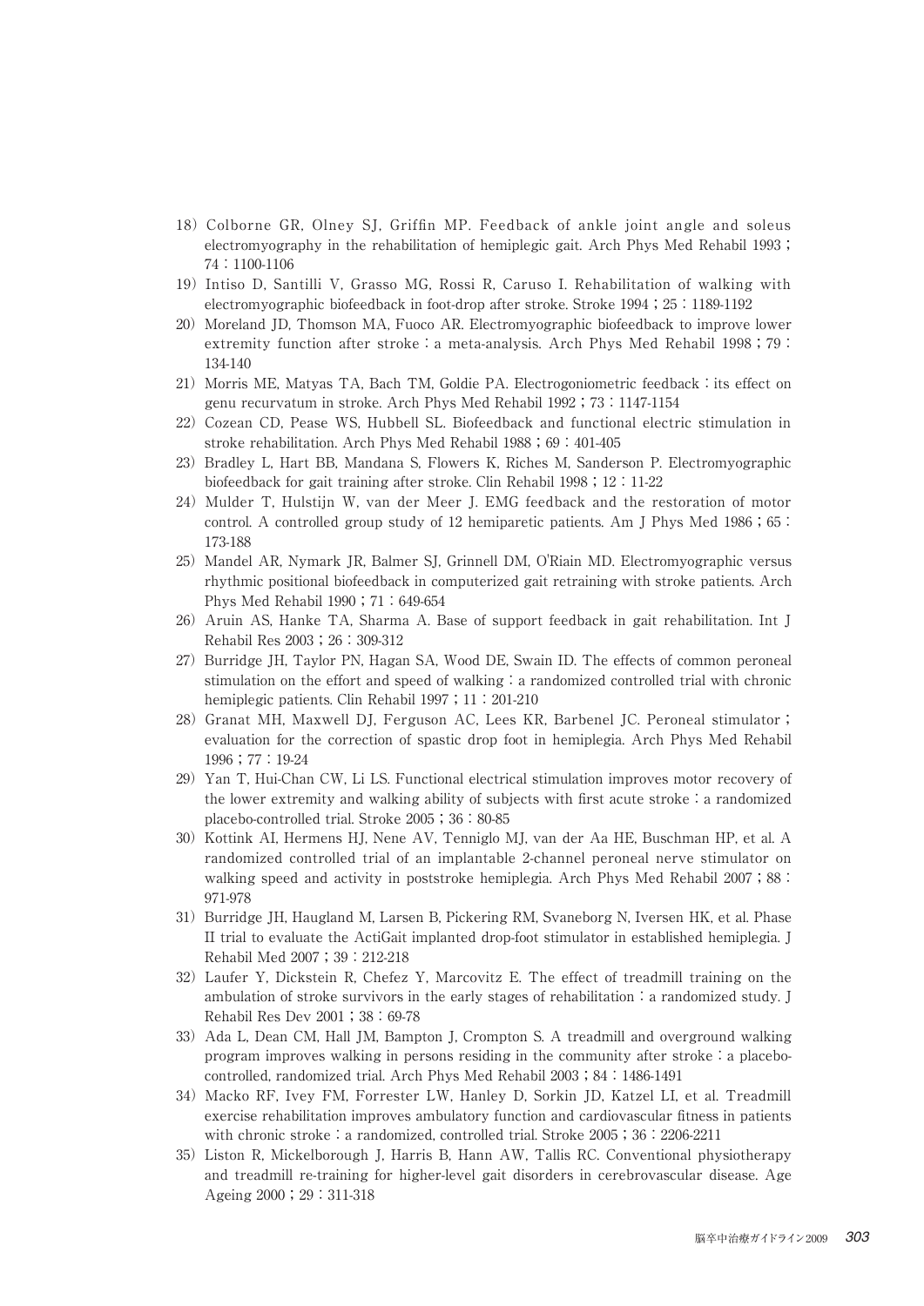18) Colborne GR, Olney SJ, Griffin MP. Feedback of ankle joint angle and soleus electromyography in the rehabilitation of hemiplegic gait. Arch Phys Med Rehabil 1993；74：1100-1106

19) Intiso D, Santilli V, Grasso MG, Rossi R, Caruso I. Rehabilitation of walking with electromyographic biofeedback in foot-drop after stroke. Stroke 1994；25：1189-1192

20) Moreland JD, Thomson MA, Fuoco AR. Electromyographic biofeedback to improve lower extremity function after stroke：a meta-analysis. Arch Phys Med Rehabil 1998；79：134-140

21) Morris ME, Matyas TA, Bach TM, Goldie PA. Electrogoniometric feedback：its effect on genu recurvatum in stroke. Arch Phys Med Rehabil 1992；73：1147-1154

22) Cozean CD, Pease WS, Hubbell SL. Biofeedback and functional electric stimulation in stroke rehabilitation. Arch Phys Med Rehabil 1988；69：401-405

23) Bradley L, Hart BB, Mandana S, Flowers K, Riches M, Sanderson P. Electromyographic biofeedback for gait training after stroke. Clin Rehabil 1998；12：11-22

24) Mulder T, Hulstijn W, van der Meer J. EMG feedback and the restoration of motor control. A controlled group study of 12 hemiparetic patients. Am J Phys Med 1986；65：173-188

25) Mandel AR, Nymark JR, Balmer SJ, Grinnell DM, O'Riain MD. Electromyographic versus rhythmic positional biofeedback in computerized gait retraining with stroke patients. Arch Phys Med Rehabil 1990；71：649-654

26) Aruin AS, Hanke TA, Sharma A. Base of support feedback in gait rehabilitation. Int J Rehabil Res 2003；26：309-312

27) Burridge JH, Taylor PN, Hagan SA, Wood DE, Swain ID. The effects of common peroneal stimulation on the effort and speed of walking：a randomized controlled trial with chronic hemiplegic patients. Clin Rehabil 1997；11：201-210

28) Granat MH, Maxwell DJ, Ferguson AC, Lees KR, Barbenel JC. Peroneal stimulator；evaluation for the correction of spastic drop foot in hemiplegia. Arch Phys Med Rehabil 1996；77：19-24

29) Yan T, Hui-Chan CW, Li LS. Functional electrical stimulation improves motor recovery of the lower extremity and walking ability of subjects with first acute stroke：a randomized placebo-controlled trial. Stroke 2005；36：80-85

30) Kottink AI, Hermens HJ, Nene AV, Tenniglo MJ, van der Aa HE, Buschman HP, et al. A randomized controlled trial of an implantable 2-channel peroneal nerve stimulator on walking speed and activity in poststroke hemiplegia. Arch Phys Med Rehabil 2007；88：971-978

31) Burridge JH, Haugland M, Larsen B, Pickering RM, Svaneborg N, Iversen HK, et al. Phase II trial to evaluate the ActiGait implanted drop-foot stimulator in established hemiplegia. J Rehabil Med 2007；39：212-218

32) Laufer Y, Dickstein R, Chefez Y, Marcovitz E. The effect of treadmill training on the ambulation of stroke survivors in the early stages of rehabilitation：a randomized study. J Rehabil Res Dev 2001；38：69-78

33) Ada L, Dean CM, Hall JM, Bampton J, Crompton S. A treadmill and overground walking program improves walking in persons residing in the community after stroke：a placebo-controlled, randomized trial. Arch Phys Med Rehabil 2003；84：1486-1491

34) Macko RF, Ivey FM, Forrester LW, Hanley D, Sorkin JD, Katzel LI, et al. Treadmill exercise rehabilitation improves ambulatory function and cardiovascular fitness in patients with chronic stroke：a randomized, controlled trial. Stroke 2005；36：2206-2211

35) Liston R, Mickelborough J, Harris B, Hann AW, Tallis RC. Conventional physiotherapy and treadmill re-training for higher-level gait disorders in cerebrovascular disease. Age Ageing 2000；29：311-318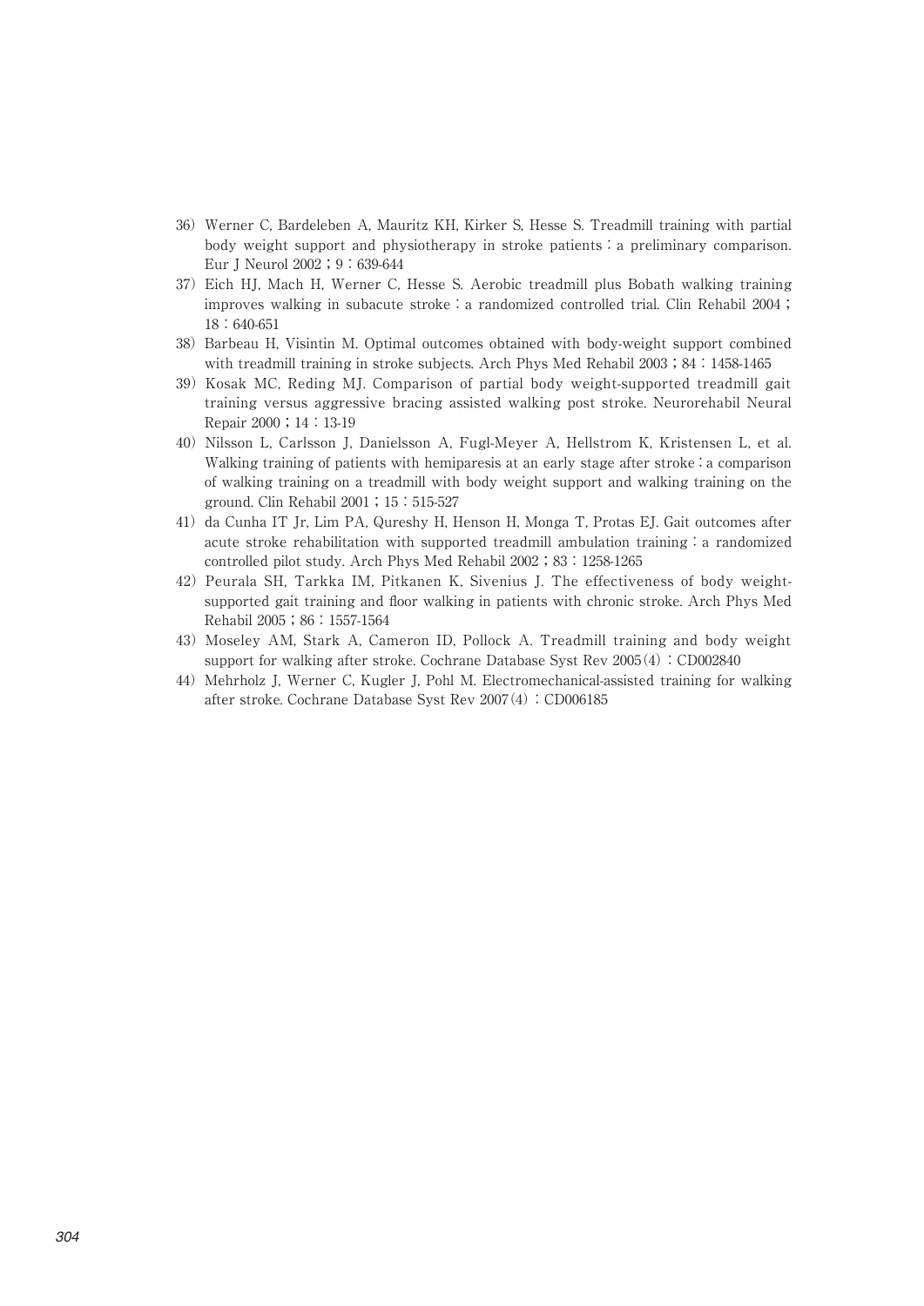36) Werner C, Bardeleben A, Mauritz KH, Kirker S, Hesse S. Treadmill training with partial body weight support and physiotherapy in stroke patients：a preliminary comparison. Eur J Neurol 2002；9：639-644

37) Eich HJ, Mach H, Werner C, Hesse S. Aerobic treadmill plus Bobath walking training improves walking in subacute stroke：a randomized controlled trial. Clin Rehabil 2004；18：640-651

38) Barbeau H, Visintin M. Optimal outcomes obtained with body-weight support combined with treadmill training in stroke subjects. Arch Phys Med Rehabil 2003；84：1458-1465

39) Kosak MC, Reding MJ. Comparison of partial body weight-supported treadmill gait training versus aggressive bracing assisted walking post stroke. Neurorehabil Neural Repair 2000；14：13-19

40) Nilsson L, Carlsson J, Danielsson A, Fugl-Meyer A, Hellstrom K, Kristensen L, et al. Walking training of patients with hemiparesis at an early stage after stroke：a comparison of walking training on a treadmill with body weight support and walking training on the ground. Clin Rehabil 2001；15：515-527

41) da Cunha IT Jr, Lim PA, Qureshy H, Henson H, Monga T, Protas EJ. Gait outcomes after acute stroke rehabilitation with supported treadmill ambulation training：a randomized controlled pilot study. Arch Phys Med Rehabil 2002；83：1258-1265

42) Peurala SH, Tarkka IM, Pitkanen K, Sivenius J. The effectiveness of body weight-supported gait training and floor walking in patients with chronic stroke. Arch Phys Med Rehabil 2005；86：1557-1564

43) Moseley AM, Stark A, Cameron ID, Pollock A. Treadmill training and body weight support for walking after stroke. Cochrane Database Syst Rev 2005(4)：CD002840

44) Mehrholz J, Werner C, Kugler J, Pohl M. Electromechanical-assisted training for walking after stroke. Cochrane Database Syst Rev 2007(4)：CD006185